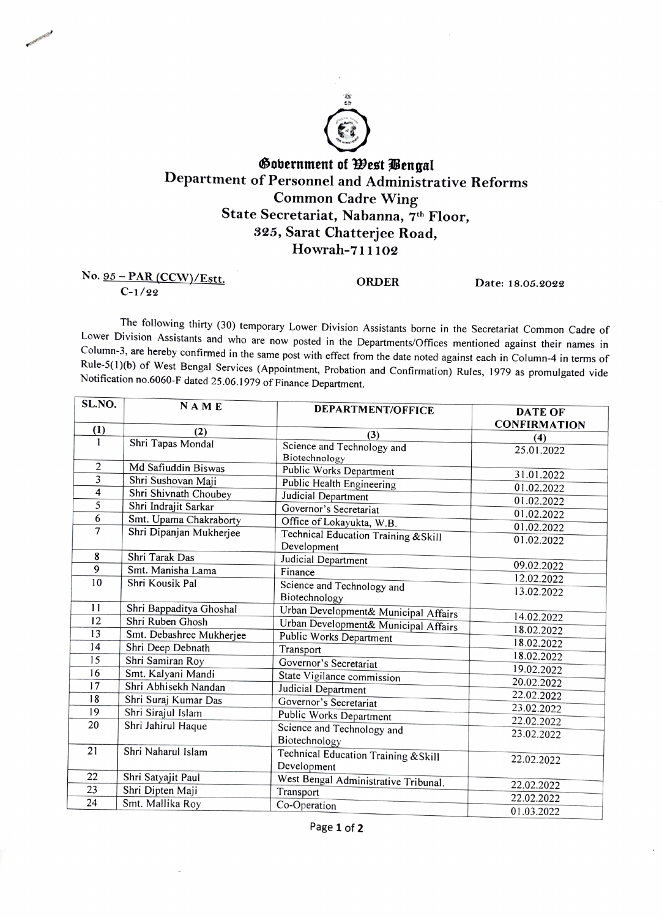**Government of West Bengal**
## Department of Personnel and Administrative Reforms
### Common Cadre Wing
### State Secretariat, Nabanna, 7th Floor,
### 325, Sarat Chatterjee Road,
### Howrah-711102

No. 95 – PAR (CCW)/Estt.
C-1/22

**ORDER**

Date: 18.05.2022

The following thirty (30) temporary Lower Division Assistants borne in the Secretariat Common Cadre of Lower Division Assistants and who are now posted in the Departments/Offices mentioned against their names in Column-3, are hereby confirmed in the same post with effect from the date noted against each in Column-4 in terms of Rule-5(1)(b) of West Bengal Services (Appointment, Probation and Confirmation) Rules, 1979 as promulgated vide Notification no.6060-F dated 25.06.1979 of Finance Department.

| SL.NO. | NAME | DEPARTMENT/OFFICE | DATE OF CONFIRMATION |
|---|---|---|---|
| (1) | (2) | (3) | (4) |
| 1 | Shri Tapas Mondal | Science and Technology and Biotechnology | 25.01.2022 |
| 2 | Md Safiuddin Biswas | Public Works Department | 31.01.2022 |
| 3 | Shri Sushovan Maji | Public Health Engineering | 01.02.2022 |
| 4 | Shri Shivnath Choubey | Judicial Department | 01.02.2022 |
| 5 | Shri Indrajit Sarkar | Governor's Secretariat | 01.02.2022 |
| 6 | Smt. Upama Chakraborty | Office of Lokayukta, W.B. | 01.02.2022 |
| 7 | Shri Dipanjan Mukherjee | Technical Education Training &Skill Development | 01.02.2022 |
| 8 | Shri Tarak Das | Judicial Department | 09.02.2022 |
| 9 | Smt. Manisha Lama | Finance | 12.02.2022 |
| 10 | Shri Kousik Pal | Science and Technology and Biotechnology | 13.02.2022 |
| 11 | Shri Bappaditya Ghoshal | Urban Development& Municipal Affairs | 14.02.2022 |
| 12 | Shri Ruben Ghosh | Urban Development& Municipal Affairs | 18.02.2022 |
| 13 | Smt. Debashree Mukherjee | Public Works Department | 18.02.2022 |
| 14 | Shri Deep Debnath | Transport | 18.02.2022 |
| 15 | Shri Samiran Roy | Governor's Secretariat | 19.02.2022 |
| 16 | Smt. Kalyani Mandi | State Vigilance commission | 20.02.2022 |
| 17 | Shri Abhisekh Nandan | Judicial Department | 22.02.2022 |
| 18 | Shri Suraj Kumar Das | Governor's Secretariat | 23.02.2022 |
| 19 | Shri Sirajul Islam | Public Works Department | 22.02.2022 |
| 20 | Shri Jahirul Haque | Science and Technology and Biotechnology | 23.02.2022 |
| 21 | Shri Naharul Islam | Technical Education Training &Skill Development | 22.02.2022 |
| 22 | Shri Satyajit Paul | West Bengal Administrative Tribunal. | 22.02.2022 |
| 23 | Shri Dipten Maji | Transport | 22.02.2022 |
| 24 | Smt. Mallika Roy | Co-Operation | 01.03.2022 |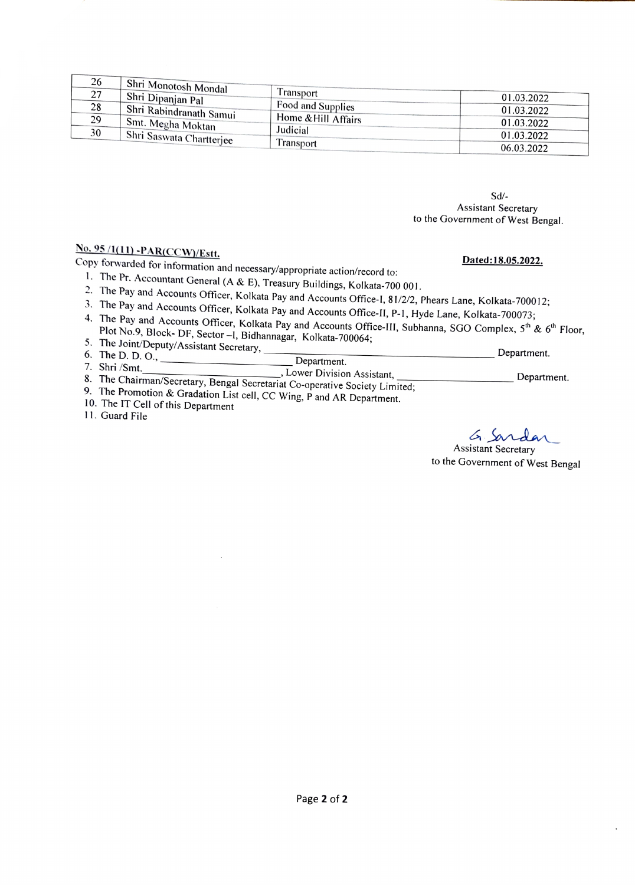| | | | |
|---|---|---|---|
| 26 | Shri Monotosh Mondal | Transport | 01.03.2022 |
| 27 | Shri Dipanjan Pal | Food and Supplies | 01.03.2022 |
| 28 | Shri Rabindranath Samui | Home &Hill Affairs | 01.03.2022 |
| 29 | Smt. Megha Moktan | Judicial | 01.03.2022 |
| 30 | Shri Saswata Chartterjee | Transport | 06.03.2022 |

Sd/-
Assistant Secretary
to the Government of West Bengal.

**No. 95 /1(11) -PAR(CCW)/Estt.** **Dated:18.05.2022.**

Copy forwarded for information and necessary/appropriate action/record to:

1. The Pr. Accountant General (A & E), Treasury Buildings, Kolkata-700 001.
2. The Pay and Accounts Officer, Kolkata Pay and Accounts Office-I, 81/2/2, Phears Lane, Kolkata-700012;
3. The Pay and Accounts Officer, Kolkata Pay and Accounts Office-II, P-1, Hyde Lane, Kolkata-700073;
4. The Pay and Accounts Officer, Kolkata Pay and Accounts Office-III, Subhanna, SGO Complex, 5th & 6th Floor, Plot No.9, Block- DF, Sector –I, Bidhannagar, Kolkata-700064;
5. The Joint/Deputy/Assistant Secretary, ______________________ Department.
6. The D. D. O., ______________________ Department.
7. Shri /Smt.______________________, Lower Division Assistant, ______________________ Department.
8. The Chairman/Secretary, Bengal Secretariat Co-operative Society Limited;
9. The Promotion & Gradation List cell, CC Wing, P and AR Department.
10. The IT Cell of this Department
11. Guard File

G. Sardar
Assistant Secretary
to the Government of West Bengal